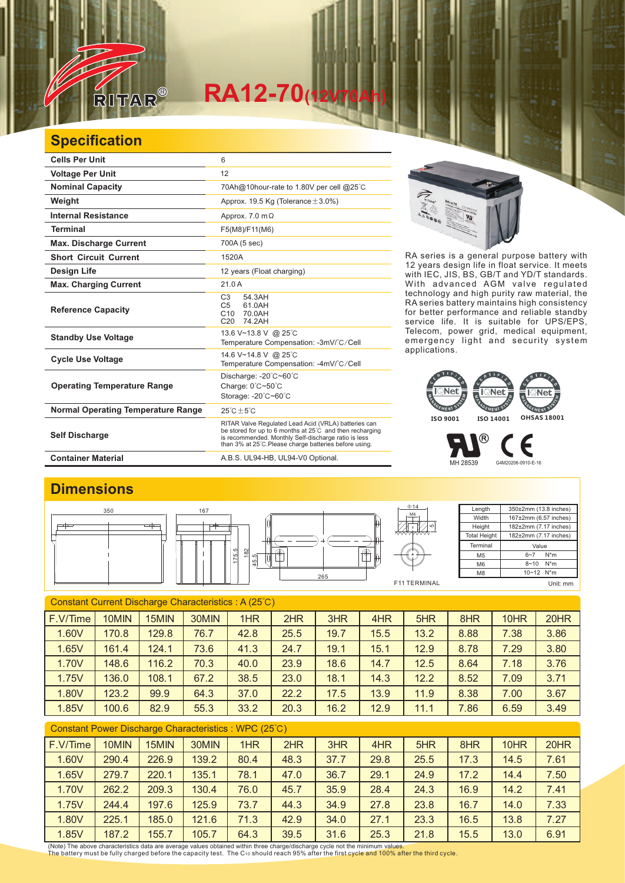# RA12-70(12V70Ah)

## Specification

| | |
|---|---|
| **Cells Per Unit** | 6 |
| **Voltage Per Unit** | 12 |
| **Nominal Capacity** | 70Ah@10hour-rate to 1.80V per cell @25°C |
| **Weight** | Approx. 19.5 Kg (Tolerance±3.0%) |
| **Internal Resistance** | Approx. 7.0 mΩ |
| **Terminal** | F5(M8)/F11(M6) |
| **Max. Discharge Current** | 700A (5 sec) |
| **Short Circuit Current** | 1520A |
| **Design Life** | 12 years (Float charging) |
| **Max. Charging Current** | 21.0 A |
| **Reference Capacity** | C3 54.3AH<br>C5 61.0AH<br>C10 70.0AH<br>C20 74.2AH |
| **Standby Use Voltage** | 13.6 V~13.8 V @ 25°C<br>Temperature Compensation: -3mV/°C/Cell |
| **Cycle Use Voltage** | 14.6 V~14.8 V @ 25°C<br>Temperature Compensation: -4mV/°C/Cell |
| **Operating Temperature Range** | Discharge: -20°C~60°C<br>Charge: 0°C~50°C<br>Storage: -20°C~60°C |
| **Normal Operating Temperature Range** | 25°C±5°C |
| **Self Discharge** | RITAR Valve Regulated Lead Acid (VRLA) batteries can be stored for up to 6 months at 25°C and then recharging is recommended. Monthly Self-discharge ratio is less than 3% at 25°C.Please charge batteries before using. |
| **Container Material** | A.B.S. UL94-HB, UL94-V0 Optional. |

RA series is a general purpose battery with 12 years design life in float service. It meets with IEC, JIS, BS, GB/T and YD/T standards. With advanced AGM valve regulated technology and high purity raw material, the RA series battery maintains high consistency for better performance and reliable standby service life. It is suitable for UPS/EPS, Telecom, power grid, medical equipment, emergency light and security system applications.

ISO 9001 ISO 14001 OHSAS 18001

MH 28539 G4M20206-0910-E-16

## Dimensions

350 167 175.5 182 45.5 265 Φ14 M6 5 F11 TERMINAL

| Length | 350±2mm (13.8 inches) |
|---|---|
| Width | 167±2mm (6.57 inches) |
| Height | 182±2mm (7.17 inches) |
| Total Height | 182±2mm (7.17 inches) |
| Terminal | Value |
| M5 | 6~7 N*m |
| M6 | 8~10 N*m |
| M8 | 10~12 N*m |

Unit: mm

Constant Current Discharge Characteristics : A (25°C)

| F.V/Time | 10MIN | 15MIN | 30MIN | 1HR | 2HR | 3HR | 4HR | 5HR | 8HR | 10HR | 20HR |
|---|---|---|---|---|---|---|---|---|---|---|---|
| 1.60V | 170.8 | 129.8 | 76.7 | 42.8 | 25.5 | 19.7 | 15.5 | 13.2 | 8.88 | 7.38 | 3.86 |
| 1.65V | 161.4 | 124.1 | 73.6 | 41.3 | 24.7 | 19.1 | 15.1 | 12.9 | 8.78 | 7.29 | 3.80 |
| 1.70V | 148.6 | 116.2 | 70.3 | 40.0 | 23.9 | 18.6 | 14.7 | 12.5 | 8.64 | 7.18 | 3.76 |
| 1.75V | 136.0 | 108.1 | 67.2 | 38.5 | 23.0 | 18.1 | 14.3 | 12.2 | 8.52 | 7.09 | 3.71 |
| 1.80V | 123.2 | 99.9 | 64.3 | 37.0 | 22.2 | 17.5 | 13.9 | 11.9 | 8.38 | 7.00 | 3.67 |
| 1.85V | 100.6 | 82.9 | 55.3 | 33.2 | 20.3 | 16.2 | 12.9 | 11.1 | 7.86 | 6.59 | 3.49 |

Constant Power Discharge Characteristics : WPC (25°C)

| F.V/Time | 10MIN | 15MIN | 30MIN | 1HR | 2HR | 3HR | 4HR | 5HR | 8HR | 10HR | 20HR |
|---|---|---|---|---|---|---|---|---|---|---|---|
| 1.60V | 290.4 | 226.9 | 139.2 | 80.4 | 48.3 | 37.7 | 29.8 | 25.5 | 17.3 | 14.5 | 7.61 |
| 1.65V | 279.7 | 220.1 | 135.1 | 78.1 | 47.0 | 36.7 | 29.1 | 24.9 | 17.2 | 14.4 | 7.50 |
| 1.70V | 262.2 | 209.3 | 130.4 | 76.0 | 45.7 | 35.9 | 28.4 | 24.3 | 16.9 | 14.2 | 7.41 |
| 1.75V | 244.4 | 197.6 | 125.9 | 73.7 | 44.3 | 34.9 | 27.8 | 23.8 | 16.7 | 14.0 | 7.33 |
| 1.80V | 225.1 | 185.0 | 121.6 | 71.3 | 42.9 | 34.0 | 27.1 | 23.3 | 16.5 | 13.8 | 7.27 |
| 1.85V | 187.2 | 155.7 | 105.7 | 64.3 | 39.5 | 31.6 | 25.3 | 21.8 | 15.5 | 13.0 | 6.91 |

(Note) The above characteristics data are average values obtained within three charge/discharge cycle not the minimum values.
The battery must be fully charged before the capacity test. The $C_{10}$ should reach 95% after the first cycle and 100% after the third cycle.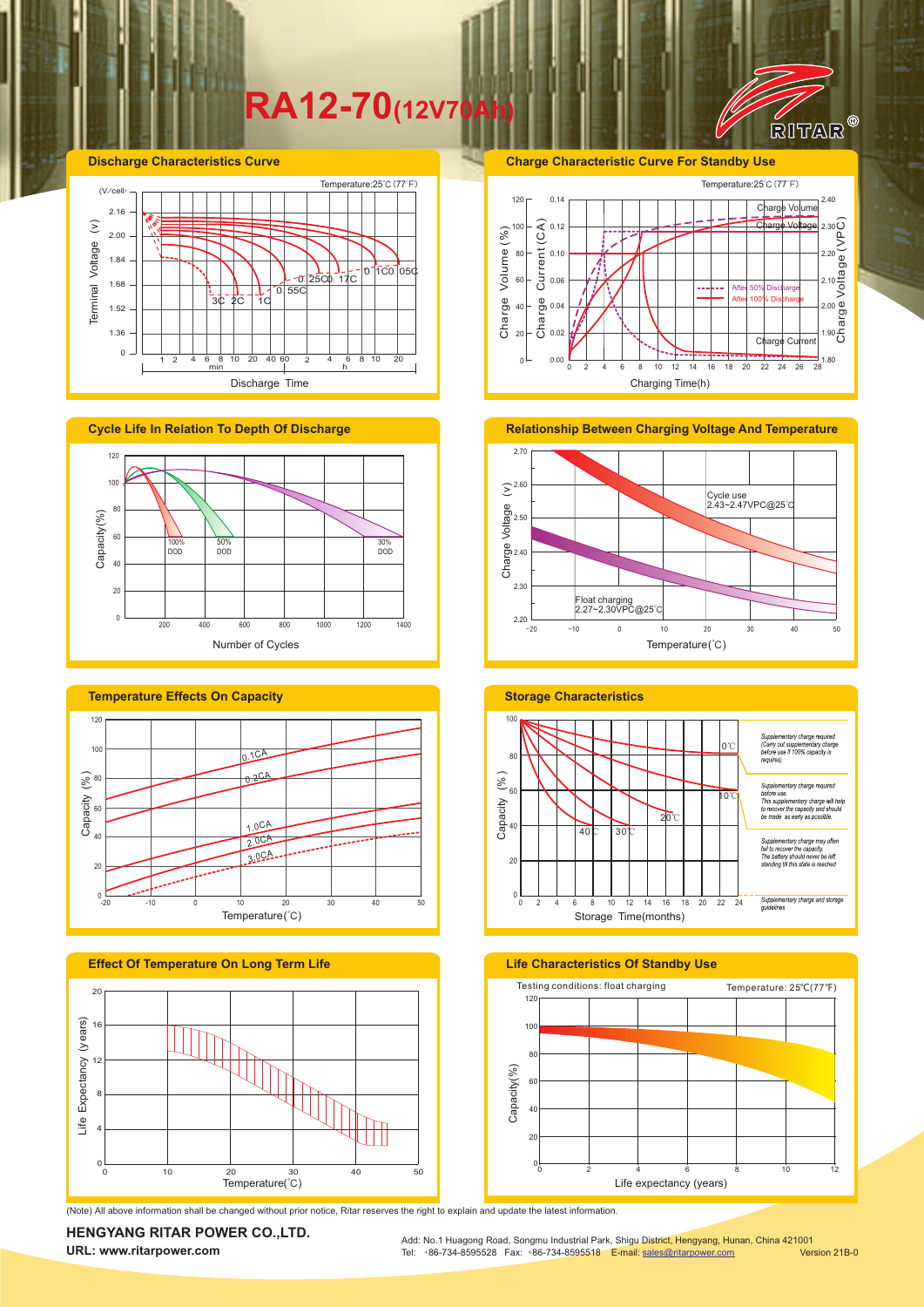# RA12-70(12V70Ah)

RITAR®

## Discharge Characteristics Curve

Temperature:25℃ (77℉)

(V/cell)

Terminal Voltage (v)

2.16
2.00
1.84
1.68
1.52
1.36
0

3C 2C 1C 0.55C 0.25C 0.17C 0.1C 0.05C

1 2 4 6 8 10 20 40 60 2 4 6 8 10 20

min h

Discharge Time

## Charge Characteristic Curve For Standby Use

Temperature:25℃ (77℉)

Charge Volume (%) Charge Current (CA) Charge Voltage (VPC)

120 100 80 60 40 20 0

0.14 0.12 0.10 0.06 0.04 0.02 0.00

2.40 2.30 2.20 2.10 2.00 1.90 1.80

Charge Volume
Charge Voltage
After 50% Discharge
After 100% Discharge
Charge Current

0 2 4 6 8 10 12 14 16 18 20 22 24 26 28

Charging Time(h)

## Cycle Life In Relation To Depth Of Discharge

Capacity(%)

120 100 80 60 40 20 0

100% DOD
50% DOD
30% DOD

200 400 600 800 1000 1200 1400

Number of Cycles

## Relationship Between Charging Voltage And Temperature

Charge Voltage (v)

2.70 2.60 2.50 2.40 2.30 2.20

Cycle use
2.43~2.47VPC@25℃

Float charging
2.27~2.30VPC@25℃

−20 −10 0 10 20 30 40 50

Temperature(℃)

## Temperature Effects On Capacity

Capacity (%)

120 100 80 60 40 20 0

0.1CA
0.2CA
1.0CA
2.0CA
3.0CA

-20 -10 0 10 20 30 40 50

Temperature(℃)

## Storage Characteristics

Capacity (%)

100 80 60 40 20 0

0℃ 10℃ 20℃ 30℃ 40℃

0 2 4 6 8 10 12 14 16 18 20 22 24

Storage Time(months)

*Supplementary charge required (Carry out supplementary charge before use if 100% capacity is requires)*

*Supplementary charge required before use. This supplementary charge will help to recover the capacity and should be made as early as possible.*

*Supplementary charge may often fail to recover the capacity. The battery should never be left standing till this state is reached*

*Supplementary charge and storage guidelines*

## Effect Of Temperature On Long Term Life

Life Expectancy (years)

20 16 12 8 4 0

0 10 20 30 40 50

Temperature(℃)

## Life Characteristics Of Standby Use

Testing conditions: float charging

Temperature: 25℃(77℉)

Capacity(%)

120 100 80 60 40 20 0

0 2 4 6 8 10 12

Life expectancy (years)

(Note) All above information shall be changed without prior notice, Ritar reserves the right to explain and update the latest information.

**HENGYANG RITAR POWER CO.,LTD.**
**URL: www.ritarpower.com**

Add: No.1 Huagong Road, Songmu Industrial Park, Shigu District, Hengyang, Hunan, China 421001
Tel: +86-734-8595528 Fax: +86-734-8595518 E-mail: sales@ritarpower.com

Version 21B-0